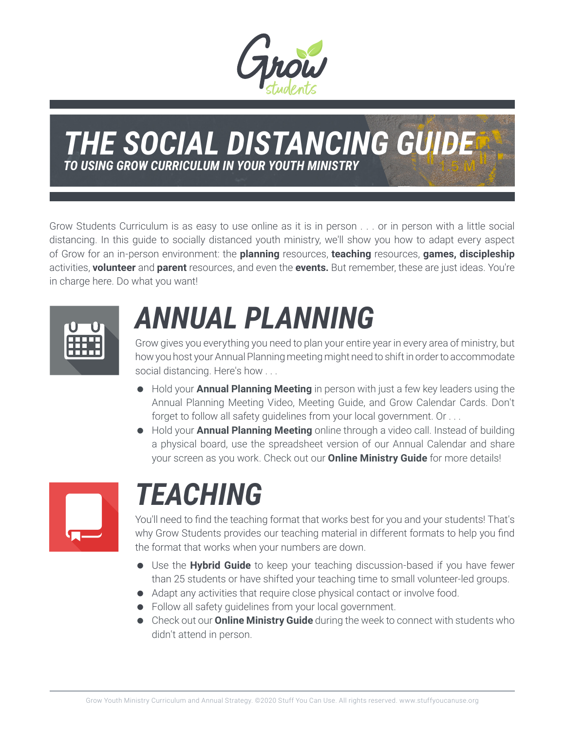# THE SOCIAL DISTANCING GUIDE

***TO USING GROW CURRICULUM IN YOUR YOUTH MINISTRY***

Grow Students Curriculum is as easy to use online as it is in person . . . or in person with a little social distancing. In this guide to socially distanced youth ministry, we'll show you how to adapt every aspect of Grow for an in-person environment: the **planning** resources, **teaching** resources, **games, discipleship** activities, **volunteer** and **parent** resources, and even the **events.** But remember, these are just ideas. You're in charge here. Do what you want!

## ANNUAL PLANNING

Grow gives you everything you need to plan your entire year in every area of ministry, but how you host your Annual Planning meeting might need to shift in order to accommodate social distancing. Here's how . . .

- Hold your **Annual Planning Meeting** in person with just a few key leaders using the Annual Planning Meeting Video, Meeting Guide, and Grow Calendar Cards. Don't forget to follow all safety guidelines from your local government. Or . . .
- Hold your **Annual Planning Meeting** online through a video call. Instead of building a physical board, use the spreadsheet version of our Annual Calendar and share your screen as you work. Check out our **Online Ministry Guide** for more details!

## TEACHING

You'll need to find the teaching format that works best for you and your students! That's why Grow Students provides our teaching material in different formats to help you find the format that works when your numbers are down.

- Use the **Hybrid Guide** to keep your teaching discussion-based if you have fewer than 25 students or have shifted your teaching time to small volunteer-led groups.
- Adapt any activities that require close physical contact or involve food.
- Follow all safety guidelines from your local government.
- Check out our **Online Ministry Guide** during the week to connect with students who didn't attend in person.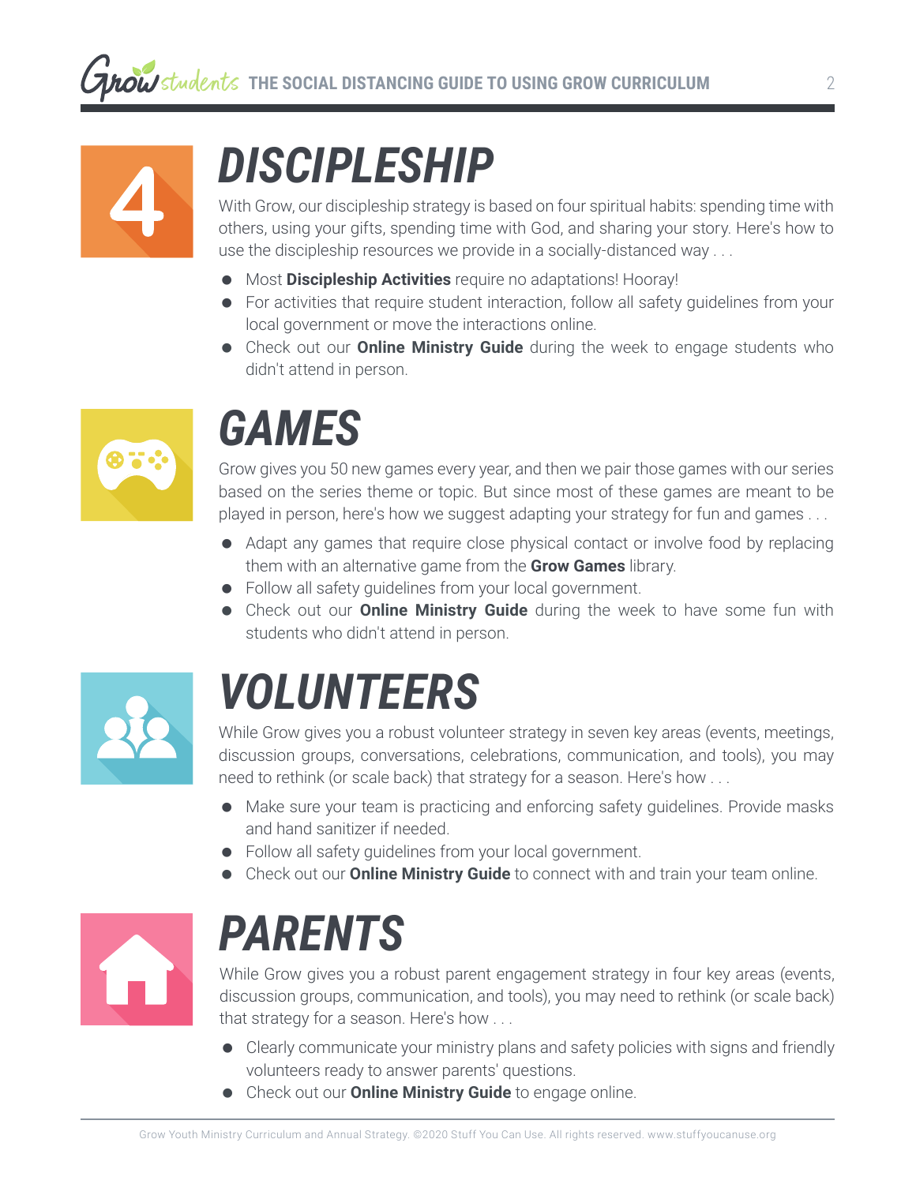## 4 DISCIPLESHIP

With Grow, our discipleship strategy is based on four spiritual habits: spending time with others, using your gifts, spending time with God, and sharing your story. Here's how to use the discipleship resources we provide in a socially-distanced way . . .

- Most **Discipleship Activities** require no adaptations! Hooray!
- For activities that require student interaction, follow all safety guidelines from your local government or move the interactions online.
- Check out our **Online Ministry Guide** during the week to engage students who didn't attend in person.

## GAMES

Grow gives you 50 new games every year, and then we pair those games with our series based on the series theme or topic. But since most of these games are meant to be played in person, here's how we suggest adapting your strategy for fun and games . . .

- Adapt any games that require close physical contact or involve food by replacing them with an alternative game from the **Grow Games** library.
- Follow all safety guidelines from your local government.
- Check out our **Online Ministry Guide** during the week to have some fun with students who didn't attend in person.

## VOLUNTEERS

While Grow gives you a robust volunteer strategy in seven key areas (events, meetings, discussion groups, conversations, celebrations, communication, and tools), you may need to rethink (or scale back) that strategy for a season. Here's how . . .

- Make sure your team is practicing and enforcing safety guidelines. Provide masks and hand sanitizer if needed.
- Follow all safety guidelines from your local government.
- Check out our **Online Ministry Guide** to connect with and train your team online.

## PARENTS

While Grow gives you a robust parent engagement strategy in four key areas (events, discussion groups, communication, and tools), you may need to rethink (or scale back) that strategy for a season. Here's how . . .

- Clearly communicate your ministry plans and safety policies with signs and friendly volunteers ready to answer parents' questions.
- Check out our **Online Ministry Guide** to engage online.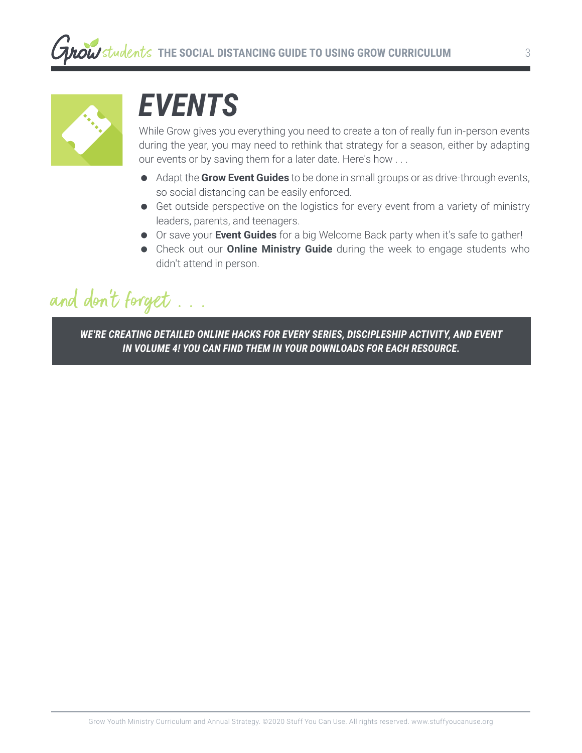# *EVENTS*

While Grow gives you everything you need to create a ton of really fun in-person events during the year, you may need to rethink that strategy for a season, either by adapting our events or by saving them for a later date. Here's how . . .

- Adapt the **Grow Event Guides** to be done in small groups or as drive-through events, so social distancing can be easily enforced.
- Get outside perspective on the logistics for every event from a variety of ministry leaders, parents, and teenagers.
- Or save your **Event Guides** for a big Welcome Back party when it's safe to gather!
- Check out our **Online Ministry Guide** during the week to engage students who didn't attend in person.

## and don't forget . . .

***WE'RE CREATING DETAILED ONLINE HACKS FOR EVERY SERIES, DISCIPLESHIP ACTIVITY, AND EVENT IN VOLUME 4! YOU CAN FIND THEM IN YOUR DOWNLOADS FOR EACH RESOURCE.***